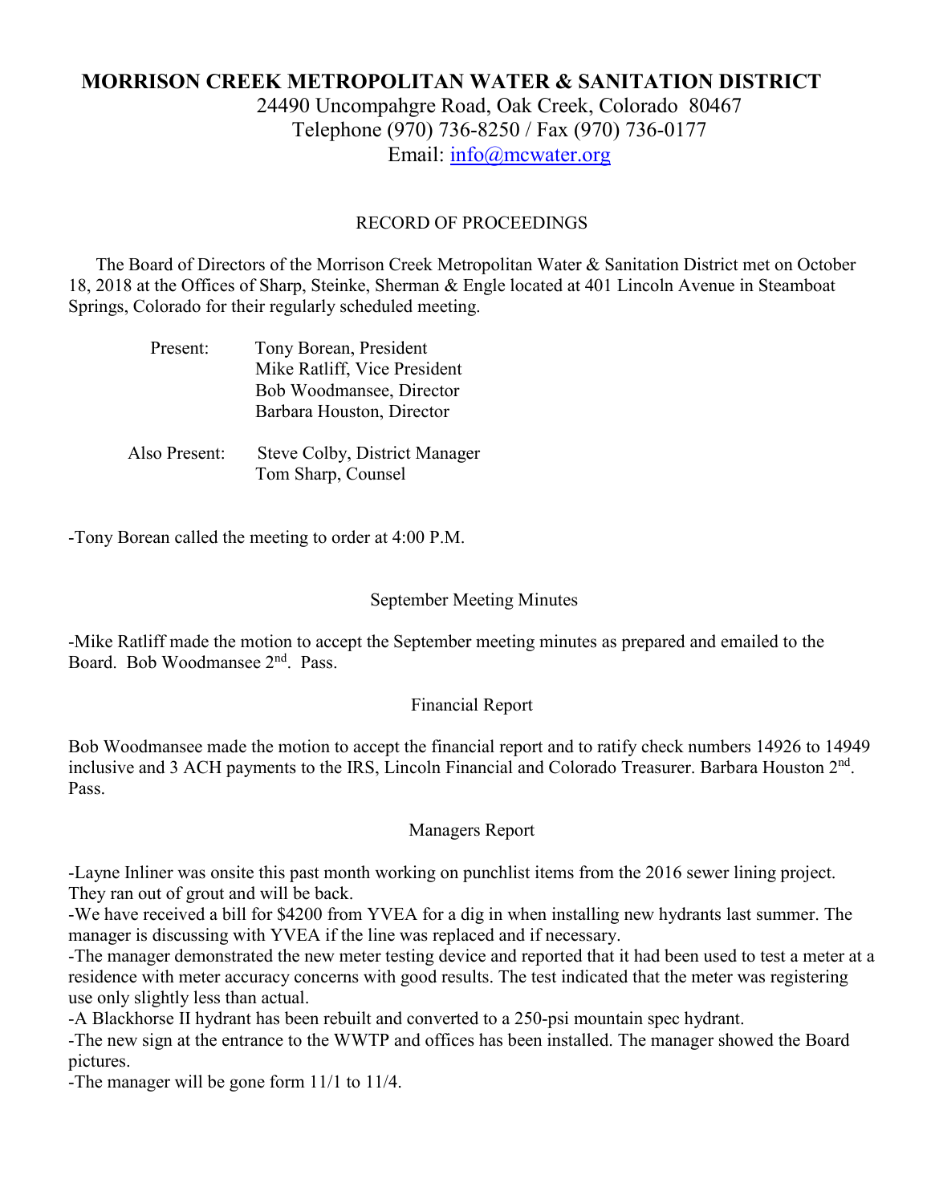# MORRISON CREEK METROPOLITAN WATER & SANITATION DISTRICT

24490 Uncompahgre Road, Oak Creek, Colorado 80467
Telephone (970) 736-8250 / Fax (970) 736-0177
Email: info@mcwater.org

## RECORD OF PROCEEDINGS

The Board of Directors of the Morrison Creek Metropolitan Water & Sanitation District met on October 18, 2018 at the Offices of Sharp, Steinke, Sherman & Engle located at 401 Lincoln Avenue in Steamboat Springs, Colorado for their regularly scheduled meeting.

Present: Tony Borean, President
Mike Ratliff, Vice President
Bob Woodmansee, Director
Barbara Houston, Director

Also Present: Steve Colby, District Manager
Tom Sharp, Counsel

-Tony Borean called the meeting to order at 4:00 P.M.

### September Meeting Minutes

-Mike Ratliff made the motion to accept the September meeting minutes as prepared and emailed to the Board. Bob Woodmansee 2nd. Pass.

### Financial Report

Bob Woodmansee made the motion to accept the financial report and to ratify check numbers 14926 to 14949 inclusive and 3 ACH payments to the IRS, Lincoln Financial and Colorado Treasurer. Barbara Houston 2nd. Pass.

### Managers Report

-Layne Inliner was onsite this past month working on punchlist items from the 2016 sewer lining project. They ran out of grout and will be back.
-We have received a bill for $4200 from YVEA for a dig in when installing new hydrants last summer. The manager is discussing with YVEA if the line was replaced and if necessary.
-The manager demonstrated the new meter testing device and reported that it had been used to test a meter at a residence with meter accuracy concerns with good results. The test indicated that the meter was registering use only slightly less than actual.
-A Blackhorse II hydrant has been rebuilt and converted to a 250-psi mountain spec hydrant.
-The new sign at the entrance to the WWTP and offices has been installed. The manager showed the Board pictures.
-The manager will be gone form 11/1 to 11/4.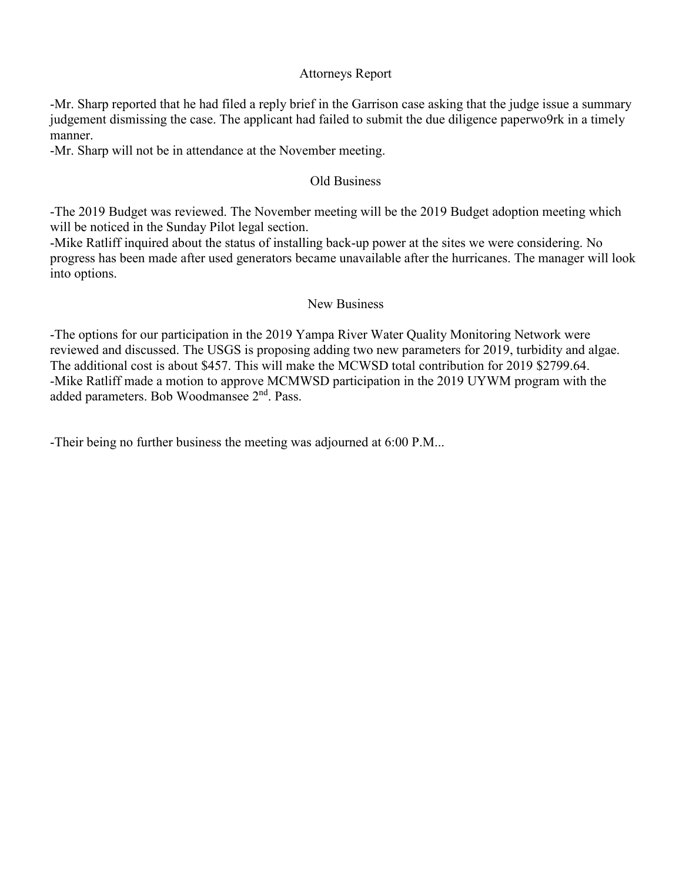## Attorneys Report

-Mr. Sharp reported that he had filed a reply brief in the Garrison case asking that the judge issue a summary judgement dismissing the case. The applicant had failed to submit the due diligence paperwo9rk in a timely manner.
-Mr. Sharp will not be in attendance at the November meeting.

## Old Business

-The 2019 Budget was reviewed. The November meeting will be the 2019 Budget adoption meeting which will be noticed in the Sunday Pilot legal section.
-Mike Ratliff inquired about the status of installing back-up power at the sites we were considering. No progress has been made after used generators became unavailable after the hurricanes. The manager will look into options.

## New Business

-The options for our participation in the 2019 Yampa River Water Quality Monitoring Network were reviewed and discussed. The USGS is proposing adding two new parameters for 2019, turbidity and algae. The additional cost is about $457. This will make the MCWSD total contribution for 2019 $2799.64.
-Mike Ratliff made a motion to approve MCMWSD participation in the 2019 UYWM program with the added parameters. Bob Woodmansee 2nd. Pass.

-Their being no further business the meeting was adjourned at 6:00 P.M...